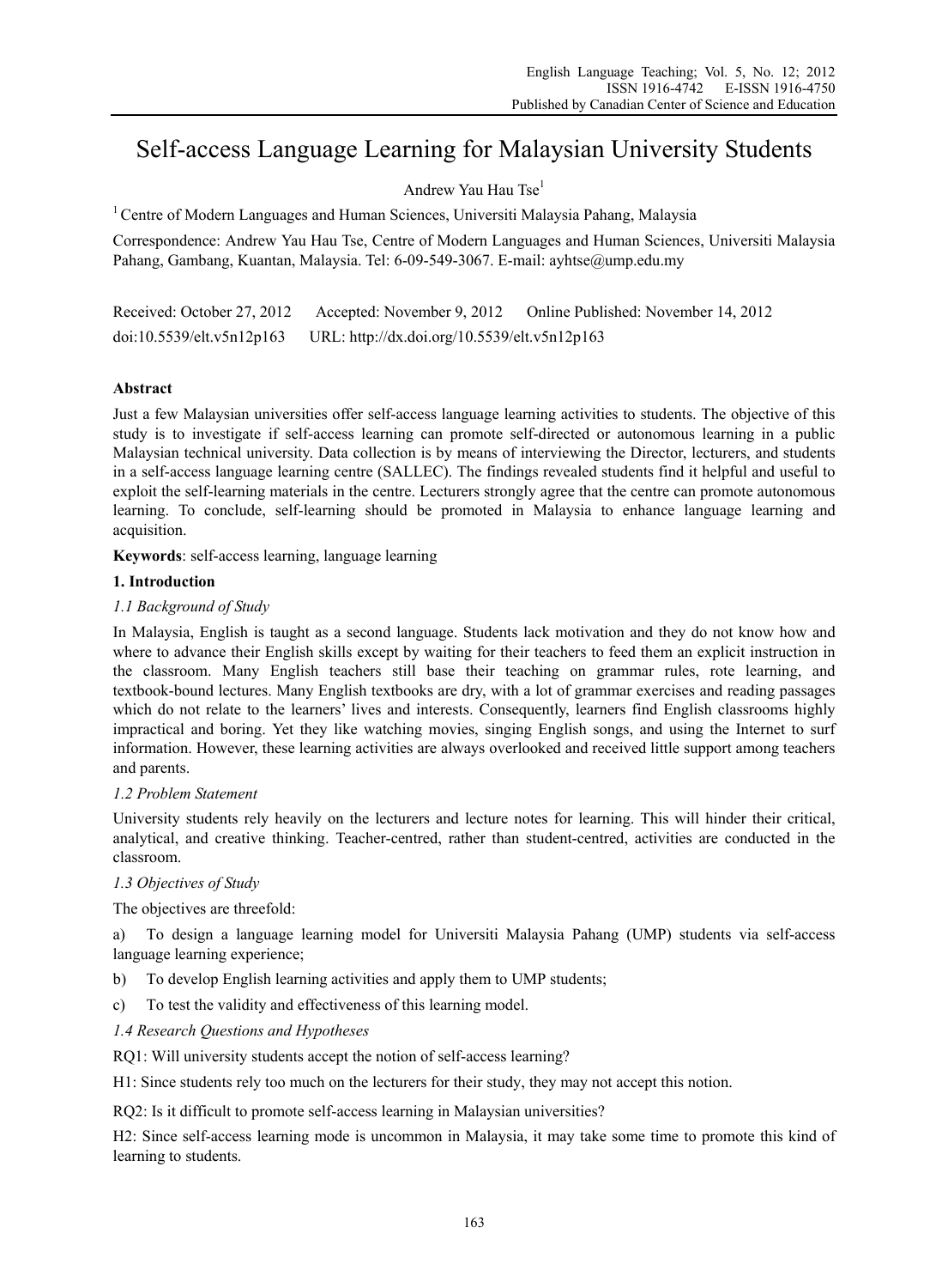# Self-access Language Learning for Malaysian University Students

Andrew Yau Hau Tse[1]

[1] Centre of Modern Languages and Human Sciences, Universiti Malaysia Pahang, Malaysia

Correspondence: Andrew Yau Hau Tse, Centre of Modern Languages and Human Sciences, Universiti Malaysia Pahang, Gambang, Kuantan, Malaysia. Tel: 6-09-549-3067. E-mail: ayhtse@ump.edu.my

Received: October 27, 2012 Accepted: November 9, 2012 Online Published: November 14, 2012

doi:10.5539/elt.v5n12p163 URL: http://dx.doi.org/10.5539/elt.v5n12p163

## Abstract

Just a few Malaysian universities offer self-access language learning activities to students. The objective of this study is to investigate if self-access learning can promote self-directed or autonomous learning in a public Malaysian technical university. Data collection is by means of interviewing the Director, lecturers, and students in a self-access language learning centre (SALLEC). The findings revealed students find it helpful and useful to exploit the self-learning materials in the centre. Lecturers strongly agree that the centre can promote autonomous learning. To conclude, self-learning should be promoted in Malaysia to enhance language learning and acquisition.

**Keywords**: self-access learning, language learning

## 1. Introduction

### *1.1 Background of Study*

In Malaysia, English is taught as a second language. Students lack motivation and they do not know how and where to advance their English skills except by waiting for their teachers to feed them an explicit instruction in the classroom. Many English teachers still base their teaching on grammar rules, rote learning, and textbook-bound lectures. Many English textbooks are dry, with a lot of grammar exercises and reading passages which do not relate to the learners' lives and interests. Consequently, learners find English classrooms highly impractical and boring. Yet they like watching movies, singing English songs, and using the Internet to surf information. However, these learning activities are always overlooked and received little support among teachers and parents.

### *1.2 Problem Statement*

University students rely heavily on the lecturers and lecture notes for learning. This will hinder their critical, analytical, and creative thinking. Teacher-centred, rather than student-centred, activities are conducted in the classroom.

### *1.3 Objectives of Study*

The objectives are threefold:

a) To design a language learning model for Universiti Malaysia Pahang (UMP) students via self-access language learning experience;

b) To develop English learning activities and apply them to UMP students;

c) To test the validity and effectiveness of this learning model.

### *1.4 Research Questions and Hypotheses*

RQ1: Will university students accept the notion of self-access learning?

H1: Since students rely too much on the lecturers for their study, they may not accept this notion.

RQ2: Is it difficult to promote self-access learning in Malaysian universities?

H2: Since self-access learning mode is uncommon in Malaysia, it may take some time to promote this kind of learning to students.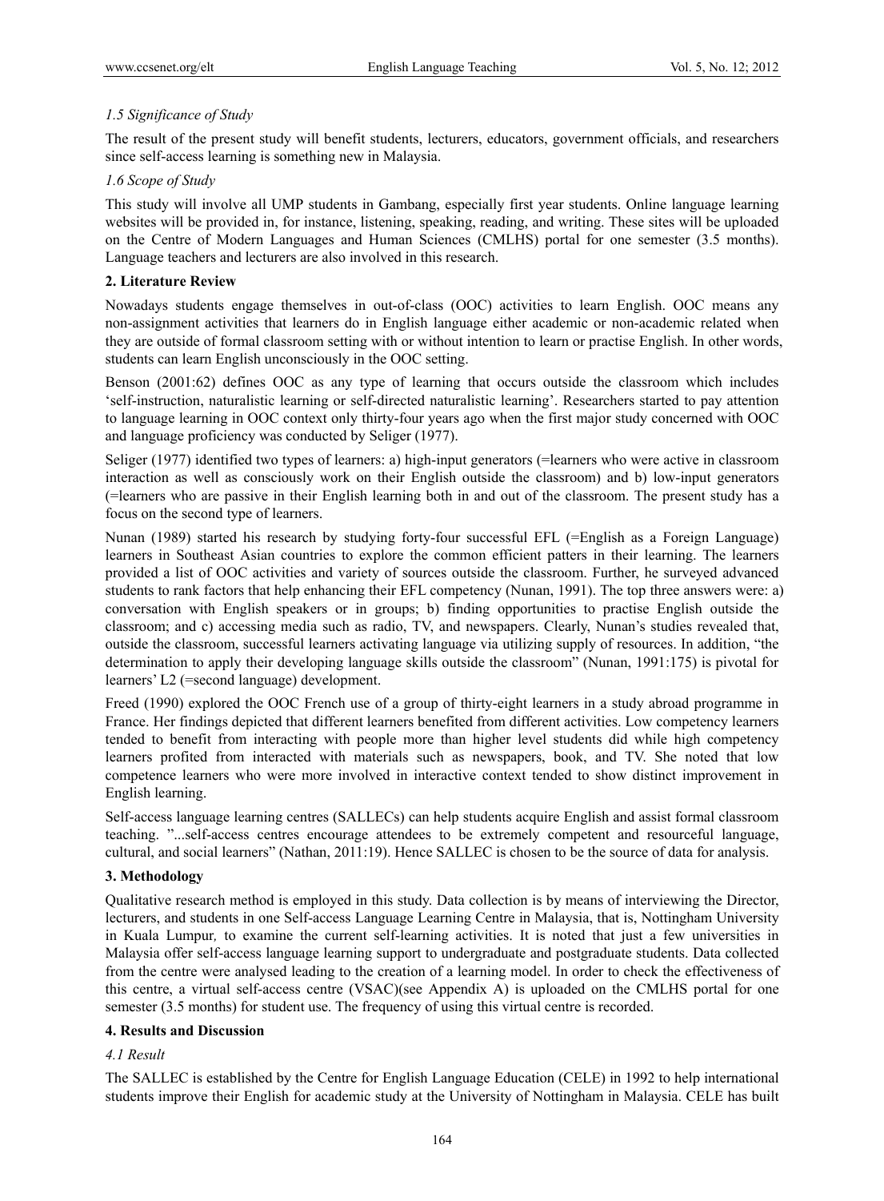*1.5 Significance of Study*

The result of the present study will benefit students, lecturers, educators, government officials, and researchers since self-access learning is something new in Malaysia.

*1.6 Scope of Study*

This study will involve all UMP students in Gambang, especially first year students. Online language learning websites will be provided in, for instance, listening, speaking, reading, and writing. These sites will be uploaded on the Centre of Modern Languages and Human Sciences (CMLHS) portal for one semester (3.5 months). Language teachers and lecturers are also involved in this research.

## 2. Literature Review

Nowadays students engage themselves in out-of-class (OOC) activities to learn English. OOC means any non-assignment activities that learners do in English language either academic or non-academic related when they are outside of formal classroom setting with or without intention to learn or practise English. In other words, students can learn English unconsciously in the OOC setting.

Benson (2001:62) defines OOC as any type of learning that occurs outside the classroom which includes 'self-instruction, naturalistic learning or self-directed naturalistic learning'. Researchers started to pay attention to language learning in OOC context only thirty-four years ago when the first major study concerned with OOC and language proficiency was conducted by Seliger (1977).

Seliger (1977) identified two types of learners: a) high-input generators (=learners who were active in classroom interaction as well as consciously work on their English outside the classroom) and b) low-input generators (=learners who are passive in their English learning both in and out of the classroom. The present study has a focus on the second type of learners.

Nunan (1989) started his research by studying forty-four successful EFL (=English as a Foreign Language) learners in Southeast Asian countries to explore the common efficient patters in their learning. The learners provided a list of OOC activities and variety of sources outside the classroom. Further, he surveyed advanced students to rank factors that help enhancing their EFL competency (Nunan, 1991). The top three answers were: a) conversation with English speakers or in groups; b) finding opportunities to practise English outside the classroom; and c) accessing media such as radio, TV, and newspapers. Clearly, Nunan's studies revealed that, outside the classroom, successful learners activating language via utilizing supply of resources. In addition, "the determination to apply their developing language skills outside the classroom" (Nunan, 1991:175) is pivotal for learners' L2 (=second language) development.

Freed (1990) explored the OOC French use of a group of thirty-eight learners in a study abroad programme in France. Her findings depicted that different learners benefited from different activities. Low competency learners tended to benefit from interacting with people more than higher level students did while high competency learners profited from interacted with materials such as newspapers, book, and TV. She noted that low competence learners who were more involved in interactive context tended to show distinct improvement in English learning.

Self-access language learning centres (SALLECs) can help students acquire English and assist formal classroom teaching. "...self-access centres encourage attendees to be extremely competent and resourceful language, cultural, and social learners" (Nathan, 2011:19). Hence SALLEC is chosen to be the source of data for analysis.

## 3. Methodology

Qualitative research method is employed in this study. Data collection is by means of interviewing the Director, lecturers, and students in one Self-access Language Learning Centre in Malaysia, that is, Nottingham University in Kuala Lumpur, to examine the current self-learning activities. It is noted that just a few universities in Malaysia offer self-access language learning support to undergraduate and postgraduate students. Data collected from the centre were analysed leading to the creation of a learning model. In order to check the effectiveness of this centre, a virtual self-access centre (VSAC)(see Appendix A) is uploaded on the CMLHS portal for one semester (3.5 months) for student use. The frequency of using this virtual centre is recorded.

## 4. Results and Discussion

*4.1 Result*

The SALLEC is established by the Centre for English Language Education (CELE) in 1992 to help international students improve their English for academic study at the University of Nottingham in Malaysia. CELE has built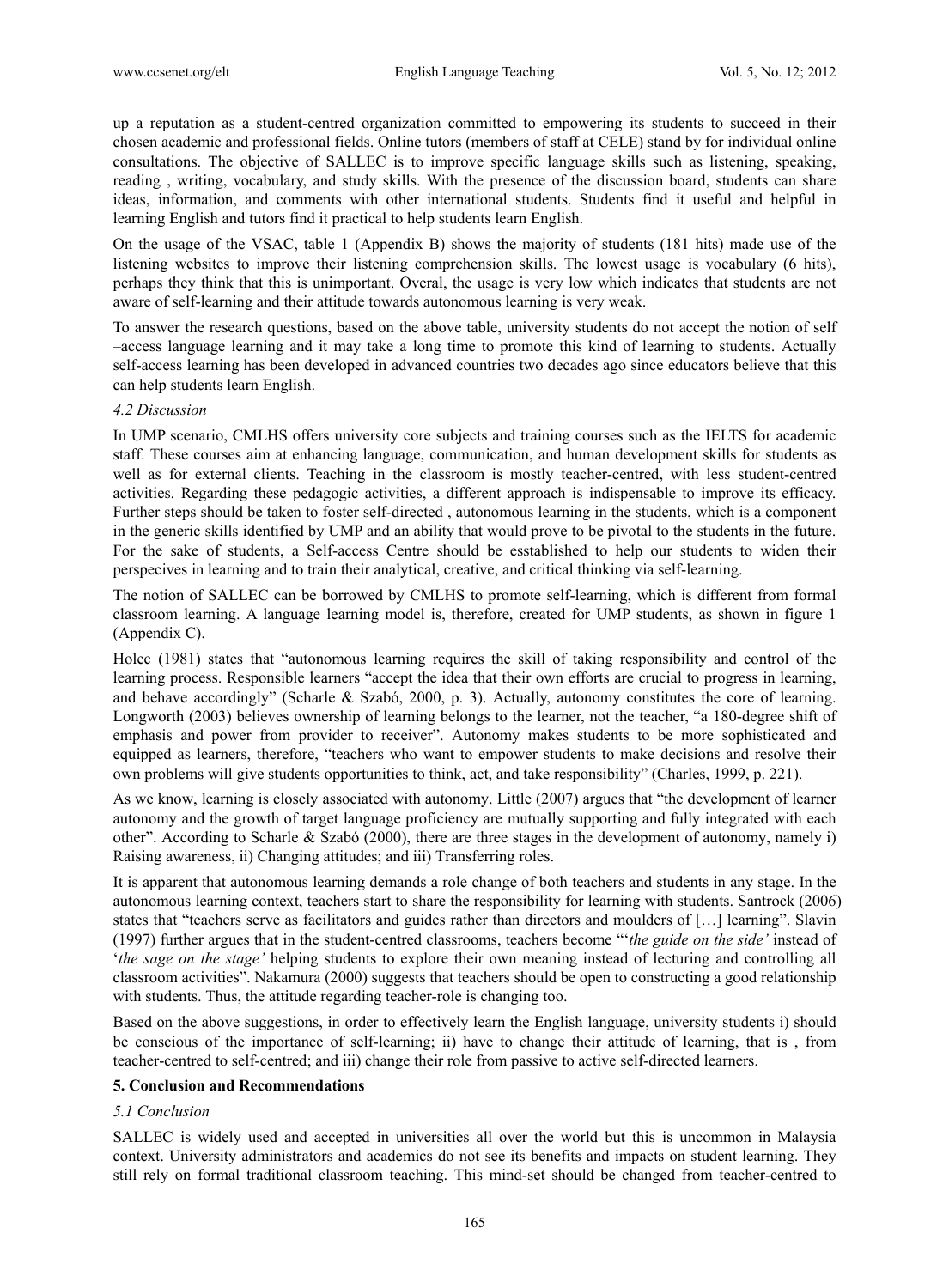up a reputation as a student-centred organization committed to empowering its students to succeed in their chosen academic and professional fields. Online tutors (members of staff at CELE) stand by for individual online consultations. The objective of SALLEC is to improve specific language skills such as listening, speaking, reading , writing, vocabulary, and study skills. With the presence of the discussion board, students can share ideas, information, and comments with other international students. Students find it useful and helpful in learning English and tutors find it practical to help students learn English.

On the usage of the VSAC, table 1 (Appendix B) shows the majority of students (181 hits) made use of the listening websites to improve their listening comprehension skills. The lowest usage is vocabulary (6 hits), perhaps they think that this is unimportant. Overal, the usage is very low which indicates that students are not aware of self-learning and their attitude towards autonomous learning is very weak.

To answer the research questions, based on the above table, university students do not accept the notion of self –access language learning and it may take a long time to promote this kind of learning to students. Actually self-access learning has been developed in advanced countries two decades ago since educators believe that this can help students learn English.

### *4.2 Discussion*

In UMP scenario, CMLHS offers university core subjects and training courses such as the IELTS for academic staff. These courses aim at enhancing language, communication, and human development skills for students as well as for external clients. Teaching in the classroom is mostly teacher-centred, with less student-centred activities. Regarding these pedagogic activities, a different approach is indispensable to improve its efficacy. Further steps should be taken to foster self-directed , autonomous learning in the students, which is a component in the generic skills identified by UMP and an ability that would prove to be pivotal to the students in the future. For the sake of students, a Self-access Centre should be esstablished to help our students to widen their perspecives in learning and to train their analytical, creative, and critical thinking via self-learning.

The notion of SALLEC can be borrowed by CMLHS to promote self-learning, which is different from formal classroom learning. A language learning model is, therefore, created for UMP students, as shown in figure 1 (Appendix C).

Holec (1981) states that "autonomous learning requires the skill of taking responsibility and control of the learning process. Responsible learners "accept the idea that their own efforts are crucial to progress in learning, and behave accordingly" (Scharle & Szabó, 2000, p. 3). Actually, autonomy constitutes the core of learning. Longworth (2003) believes ownership of learning belongs to the learner, not the teacher, "a 180-degree shift of emphasis and power from provider to receiver". Autonomy makes students to be more sophisticated and equipped as learners, therefore, "teachers who want to empower students to make decisions and resolve their own problems will give students opportunities to think, act, and take responsibility" (Charles, 1999, p. 221).

As we know, learning is closely associated with autonomy. Little (2007) argues that "the development of learner autonomy and the growth of target language proficiency are mutually supporting and fully integrated with each other". According to Scharle & Szabó (2000), there are three stages in the development of autonomy, namely i) Raising awareness, ii) Changing attitudes; and iii) Transferring roles.

It is apparent that autonomous learning demands a role change of both teachers and students in any stage. In the autonomous learning context, teachers start to share the responsibility for learning with students. Santrock (2006) states that "teachers serve as facilitators and guides rather than directors and moulders of […] learning". Slavin (1997) further argues that in the student-centred classrooms, teachers become "'*the guide on the side'* instead of '*the sage on the stage'* helping students to explore their own meaning instead of lecturing and controlling all classroom activities". Nakamura (2000) suggests that teachers should be open to constructing a good relationship with students. Thus, the attitude regarding teacher-role is changing too.

Based on the above suggestions, in order to effectively learn the English language, university students i) should be conscious of the importance of self-learning; ii) have to change their attitude of learning, that is , from teacher-centred to self-centred; and iii) change their role from passive to active self-directed learners.

## **5. Conclusion and Recommendations**

### *5.1 Conclusion*

SALLEC is widely used and accepted in universities all over the world but this is uncommon in Malaysia context. University administrators and academics do not see its benefits and impacts on student learning. They still rely on formal traditional classroom teaching. This mind-set should be changed from teacher-centred to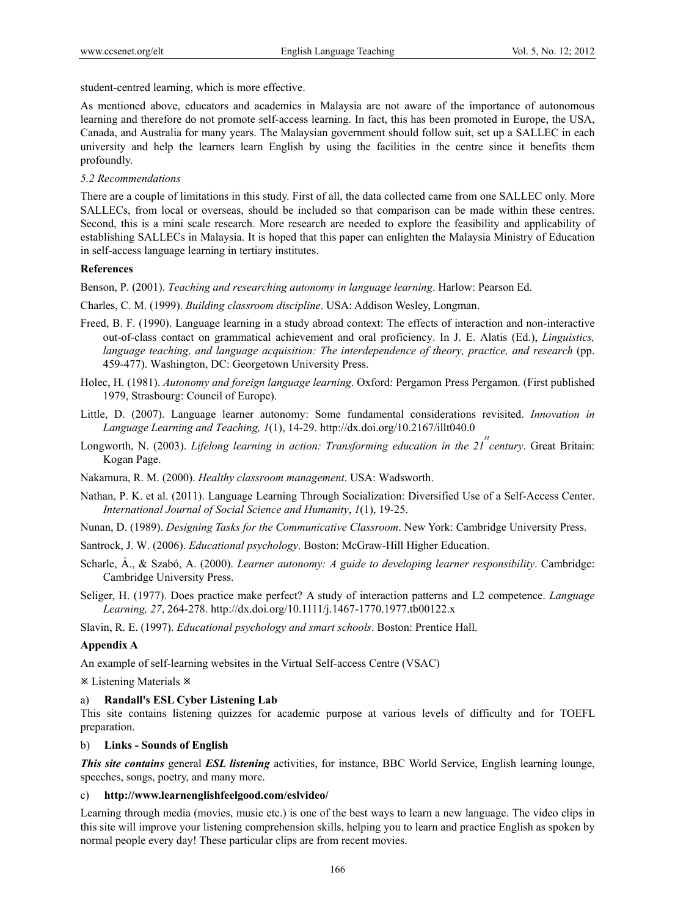student-centred learning, which is more effective.

As mentioned above, educators and academics in Malaysia are not aware of the importance of autonomous learning and therefore do not promote self-access learning. In fact, this has been promoted in Europe, the USA, Canada, and Australia for many years. The Malaysian government should follow suit, set up a SALLEC in each university and help the learners learn English by using the facilities in the centre since it benefits them profoundly.

### *5.2 Recommendations*

There are a couple of limitations in this study. First of all, the data collected came from one SALLEC only. More SALLECs, from local or overseas, should be included so that comparison can be made within these centres. Second, this is a mini scale research. More research are needed to explore the feasibility and applicability of establishing SALLECs in Malaysia. It is hoped that this paper can enlighten the Malaysia Ministry of Education in self-access language learning in tertiary institutes.

## References

Benson, P. (2001). *Teaching and researching autonomy in language learning*. Harlow: Pearson Ed.

Charles, C. M. (1999). *Building classroom discipline*. USA: Addison Wesley, Longman.

Freed, B. F. (1990). Language learning in a study abroad context: The effects of interaction and non-interactive out-of-class contact on grammatical achievement and oral proficiency. In J. E. Alatis (Ed.), *Linguistics, language teaching, and language acquisition: The interdependence of theory, practice, and research* (pp. 459-477). Washington, DC: Georgetown University Press.

Holec, H. (1981). *Autonomy and foreign language learning*. Oxford: Pergamon Press Pergamon. (First published 1979, Strasbourg: Council of Europe).

Little, D. (2007). Language learner autonomy: Some fundamental considerations revisited. *Innovation in Language Learning and Teaching, 1*(1), 14-29. http://dx.doi.org/10.2167/illt040.0

Longworth, N. (2003). *Lifelong learning in action: Transforming education in the 21st century*. Great Britain: Kogan Page.

Nakamura, R. M. (2000). *Healthy classroom management*. USA: Wadsworth.

Nathan, P. K. et al. (2011). Language Learning Through Socialization: Diversified Use of a Self-Access Center. *International Journal of Social Science and Humanity*, *1*(1), 19-25.

Nunan, D. (1989). *Designing Tasks for the Communicative Classroom*. New York: Cambridge University Press.

Santrock, J. W. (2006). *Educational psychology*. Boston: McGraw-Hill Higher Education.

Scharle, Á., & Szabó, A. (2000). *Learner autonomy: A guide to developing learner responsibility*. Cambridge: Cambridge University Press.

Seliger, H. (1977). Does practice make perfect? A study of interaction patterns and L2 competence. *Language Learning, 27*, 264-278. http://dx.doi.org/10.1111/j.1467-1770.1977.tb00122.x

Slavin, R. E. (1997). *Educational psychology and smart schools*. Boston: Prentice Hall.

## Appendix A

An example of self-learning websites in the Virtual Self-access Centre (VSAC)

※ Listening Materials ※

a) **Randall's ESL Cyber Listening Lab**

This site contains listening quizzes for academic purpose at various levels of difficulty and for TOEFL preparation.

b) **Links - Sounds of English**

***This site contains*** general ***ESL listening*** activities, for instance, BBC World Service, English learning lounge, speeches, songs, poetry, and many more.

c) **http://www.learnenglishfeelgood.com/eslvideo/**

Learning through media (movies, music etc.) is one of the best ways to learn a new language. The video clips in this site will improve your listening comprehension skills, helping you to learn and practice English as spoken by normal people every day! These particular clips are from recent movies.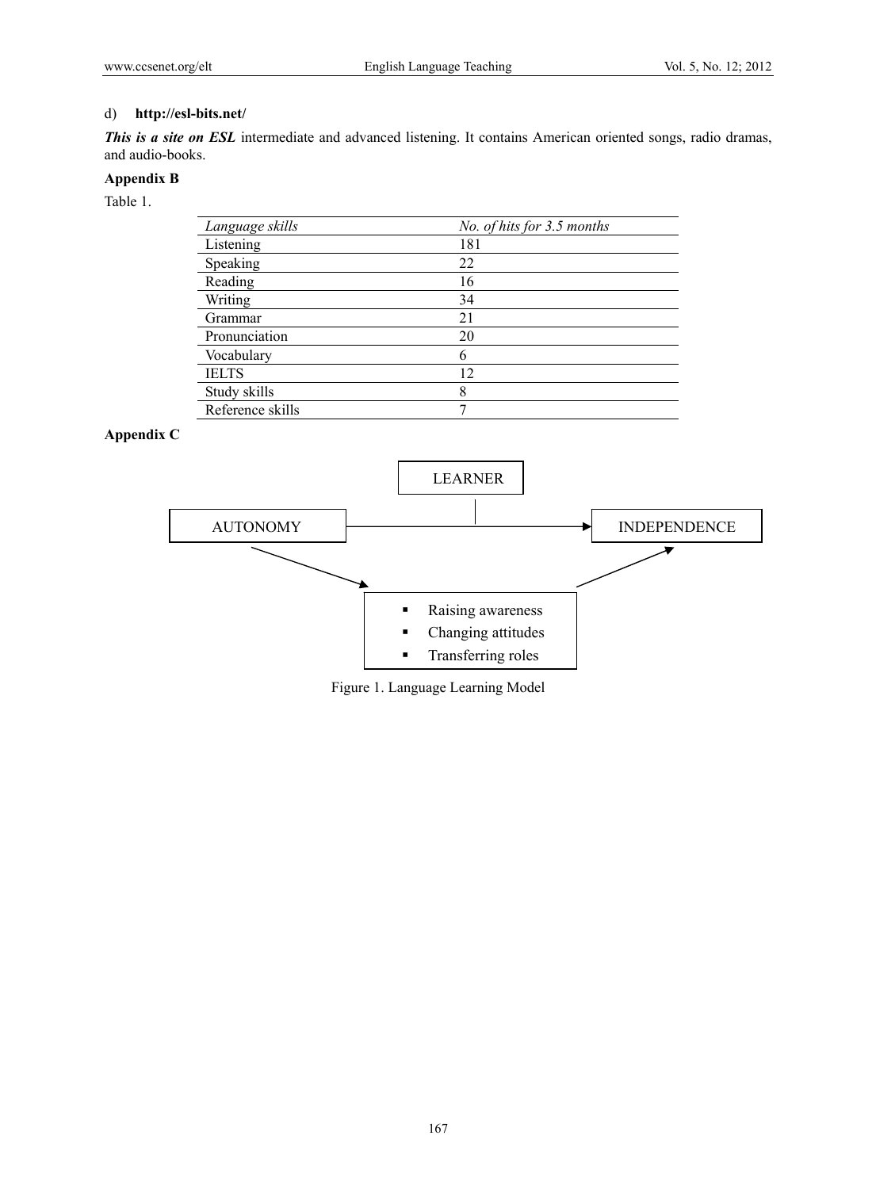d) **http://esl-bits.net/**

***This is a site on ESL*** intermediate and advanced listening. It contains American oriented songs, radio dramas, and audio-books.

**Appendix B**

Table 1.

| *Language skills* | *No. of hits for 3.5 months* |
|---|---|
| Listening | 181 |
| Speaking | 22 |
| Reading | 16 |
| Writing | 34 |
| Grammar | 21 |
| Pronunciation | 20 |
| Vocabulary | 6 |
| IELTS | 12 |
| Study skills | 8 |
| Reference skills | 7 |

**Appendix C**

LEARNER

AUTONOMY

INDEPENDENCE

- Raising awareness
- Changing attitudes
- Transferring roles

Figure 1. Language Learning Model